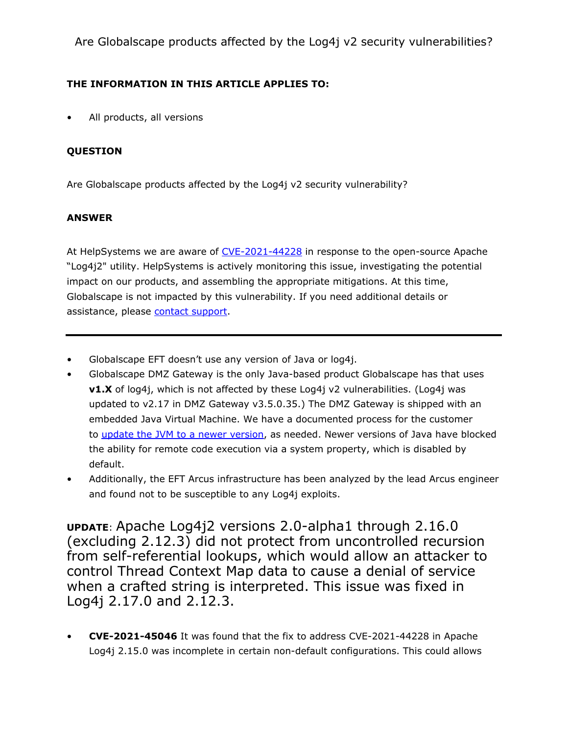# Are Globalscape products affected by the Log4j v2 security vulnerabilities?

**THE INFORMATION IN THIS ARTICLE APPLIES TO:**

- All products, all versions

**QUESTION**

Are Globalscape products affected by the Log4j v2 security vulnerability?

**ANSWER**

At HelpSystems we are aware of [CVE-2021-44228]() in response to the open-source Apache "Log4j2" utility. HelpSystems is actively monitoring this issue, investigating the potential impact on our products, and assembling the appropriate mitigations. At this time, Globalscape is not impacted by this vulnerability. If you need additional details or assistance, please [contact support]().

---

- Globalscape EFT doesn't use any version of Java or log4j.
- Globalscape DMZ Gateway is the only Java-based product Globalscape has that uses **v1.X** of log4j, which is not affected by these Log4j v2 vulnerabilities. (Log4j was updated to v2.17 in DMZ Gateway v3.5.0.35.) The DMZ Gateway is shipped with an embedded Java Virtual Machine. We have a documented process for the customer to [update the JVM to a newer version](), as needed. Newer versions of Java have blocked the ability for remote code execution via a system property, which is disabled by default.
- Additionally, the EFT Arcus infrastructure has been analyzed by the lead Arcus engineer and found not to be susceptible to any Log4j exploits.

**UPDATE**: Apache Log4j2 versions 2.0-alpha1 through 2.16.0 (excluding 2.12.3) did not protect from uncontrolled recursion from self-referential lookups, which would allow an attacker to control Thread Context Map data to cause a denial of service when a crafted string is interpreted. This issue was fixed in Log4j 2.17.0 and 2.12.3.

- **CVE-2021-45046** It was found that the fix to address CVE-2021-44228 in Apache Log4j 2.15.0 was incomplete in certain non-default configurations. This could allows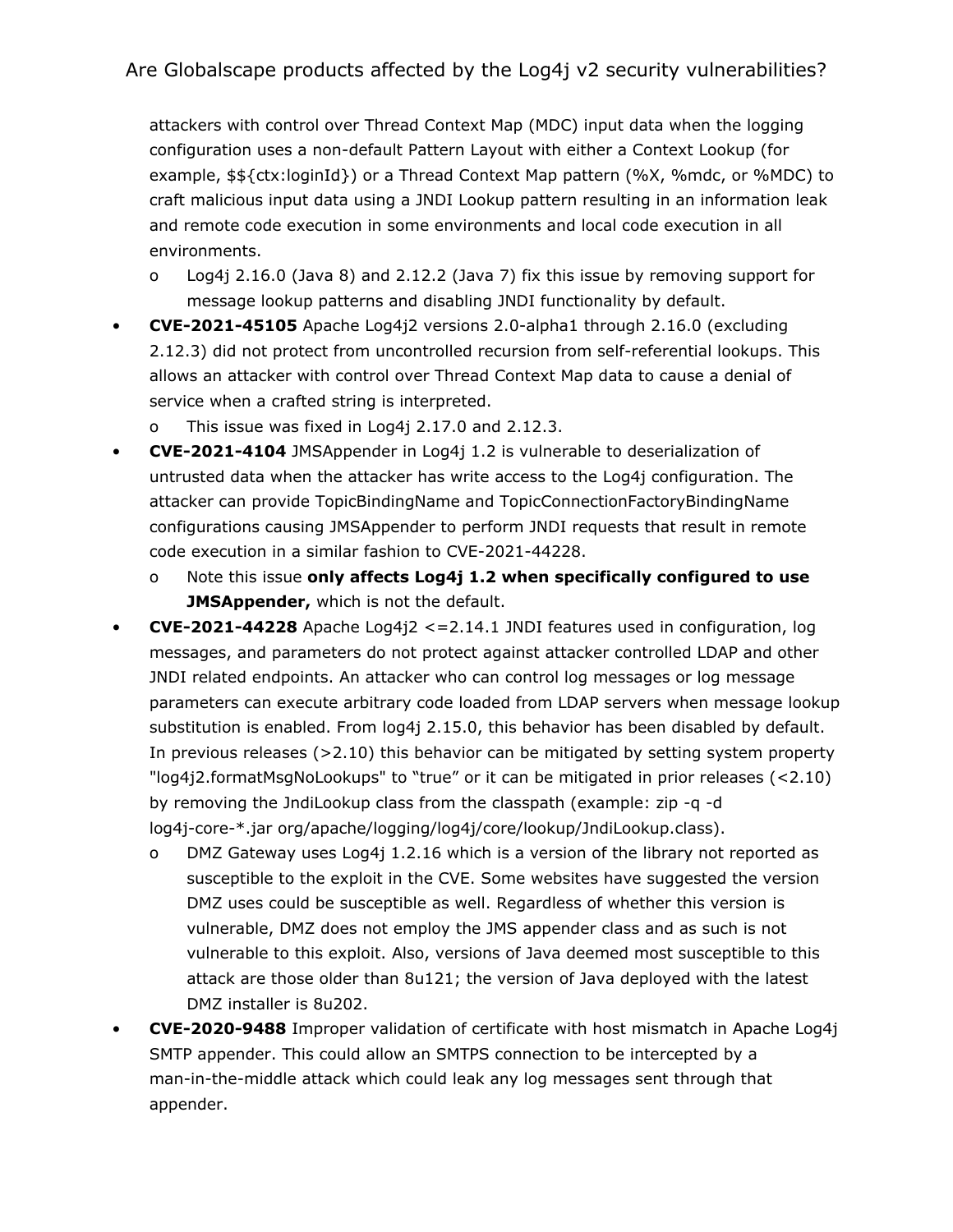attackers with control over Thread Context Map (MDC) input data when the logging configuration uses a non-default Pattern Layout with either a Context Lookup (for example, $${ctx:loginId}) or a Thread Context Map pattern (%X, %mdc, or %MDC) to craft malicious input data using a JNDI Lookup pattern resulting in an information leak and remote code execution in some environments and local code execution in all environments.
  - Log4j 2.16.0 (Java 8) and 2.12.2 (Java 7) fix this issue by removing support for message lookup patterns and disabling JNDI functionality by default.
- **CVE-2021-45105** Apache Log4j2 versions 2.0-alpha1 through 2.16.0 (excluding 2.12.3) did not protect from uncontrolled recursion from self-referential lookups. This allows an attacker with control over Thread Context Map data to cause a denial of service when a crafted string is interpreted.
  - This issue was fixed in Log4j 2.17.0 and 2.12.3.
- **CVE-2021-4104** JMSAppender in Log4j 1.2 is vulnerable to deserialization of untrusted data when the attacker has write access to the Log4j configuration. The attacker can provide TopicBindingName and TopicConnectionFactoryBindingName configurations causing JMSAppender to perform JNDI requests that result in remote code execution in a similar fashion to CVE-2021-44228.
  - Note this issue **only affects Log4j 1.2 when specifically configured to use JMSAppender,** which is not the default.
- **CVE-2021-44228** Apache Log4j2 <=2.14.1 JNDI features used in configuration, log messages, and parameters do not protect against attacker controlled LDAP and other JNDI related endpoints. An attacker who can control log messages or log message parameters can execute arbitrary code loaded from LDAP servers when message lookup substitution is enabled. From log4j 2.15.0, this behavior has been disabled by default. In previous releases (>2.10) this behavior can be mitigated by setting system property "log4j2.formatMsgNoLookups" to “true” or it can be mitigated in prior releases (<2.10) by removing the JndiLookup class from the classpath (example: zip -q -d log4j-core-*.jar org/apache/logging/log4j/core/lookup/JndiLookup.class).
  - DMZ Gateway uses Log4j 1.2.16 which is a version of the library not reported as susceptible to the exploit in the CVE. Some websites have suggested the version DMZ uses could be susceptible as well. Regardless of whether this version is vulnerable, DMZ does not employ the JMS appender class and as such is not vulnerable to this exploit. Also, versions of Java deemed most susceptible to this attack are those older than 8u121; the version of Java deployed with the latest DMZ installer is 8u202.
- **CVE-2020-9488** Improper validation of certificate with host mismatch in Apache Log4j SMTP appender. This could allow an SMTPS connection to be intercepted by a man-in-the-middle attack which could leak any log messages sent through that appender.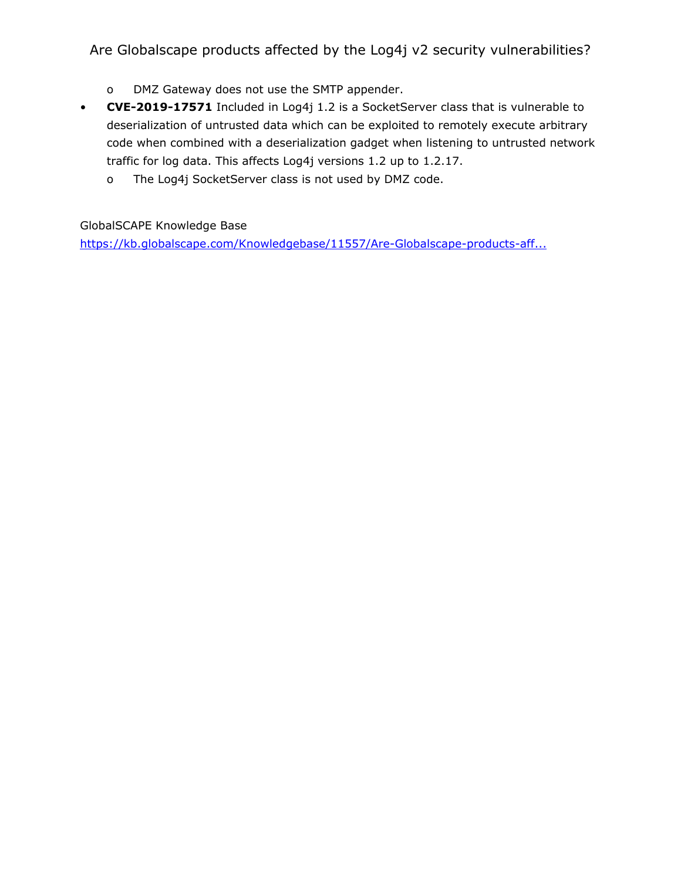- DMZ Gateway does not use the SMTP appender.

- **CVE-2019-17571** Included in Log4j 1.2 is a SocketServer class that is vulnerable to deserialization of untrusted data which can be exploited to remotely execute arbitrary code when combined with a deserialization gadget when listening to untrusted network traffic for log data. This affects Log4j versions 1.2 up to 1.2.17.
  - The Log4j SocketServer class is not used by DMZ code.

GlobalSCAPE Knowledge Base
[https://kb.globalscape.com/Knowledgebase/11557/Are-Globalscape-products-aff...](https://kb.globalscape.com/Knowledgebase/11557/Are-Globalscape-products-aff...)